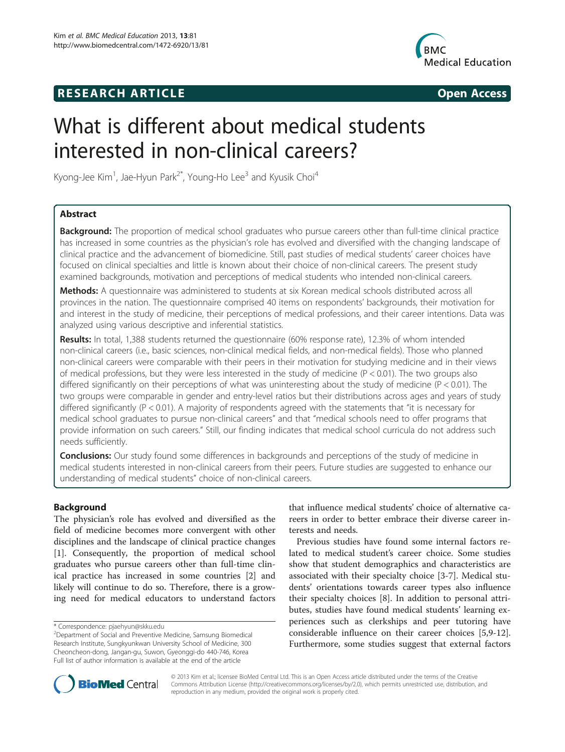**RESEARCH ARTICLE** **Open Access**

# What is different about medical students interested in non-clinical careers?

Kyong-Jee Kim[1], Jae-Hyun Park[2*], Young-Ho Lee[3] and Kyusik Choi[4]

## Abstract

**Background:** The proportion of medical school graduates who pursue careers other than full-time clinical practice has increased in some countries as the physician's role has evolved and diversified with the changing landscape of clinical practice and the advancement of biomedicine. Still, past studies of medical students' career choices have focused on clinical specialties and little is known about their choice of non-clinical careers. The present study examined backgrounds, motivation and perceptions of medical students who intended non-clinical careers.

**Methods:** A questionnaire was administered to students at six Korean medical schools distributed across all provinces in the nation. The questionnaire comprised 40 items on respondents' backgrounds, their motivation for and interest in the study of medicine, their perceptions of medical professions, and their career intentions. Data was analyzed using various descriptive and inferential statistics.

**Results:** In total, 1,388 students returned the questionnaire (60% response rate), 12.3% of whom intended non-clinical careers (i.e., basic sciences, non-clinical medical fields, and non-medical fields). Those who planned non-clinical careers were comparable with their peers in their motivation for studying medicine and in their views of medical professions, but they were less interested in the study of medicine ($P < 0.01$). The two groups also differed significantly on their perceptions of what was uninteresting about the study of medicine ($P < 0.01$). The two groups were comparable in gender and entry-level ratios but their distributions across ages and years of study differed significantly ($P < 0.01$). A majority of respondents agreed with the statements that "it is necessary for medical school graduates to pursue non-clinical careers" and that "medical schools need to offer programs that provide information on such careers." Still, our finding indicates that medical school curricula do not address such needs sufficiently.

**Conclusions:** Our study found some differences in backgrounds and perceptions of the study of medicine in medical students interested in non-clinical careers from their peers. Future studies are suggested to enhance our understanding of medical students" choice of non-clinical careers.

## Background

The physician's role has evolved and diversified as the field of medicine becomes more convergent with other disciplines and the landscape of clinical practice changes [1]. Consequently, the proportion of medical school graduates who pursue careers other than full-time clinical practice has increased in some countries [2] and likely will continue to do so. Therefore, there is a growing need for medical educators to understand factors that influence medical students' choice of alternative careers in order to better embrace their diverse career interests and needs.

Previous studies have found some internal factors related to medical student's career choice. Some studies show that student demographics and characteristics are associated with their specialty choice [3-7]. Medical students' orientations towards career types also influence their specialty choices [8]. In addition to personal attributes, studies have found medical students' learning experiences such as clerkships and peer tutoring have considerable influence on their career choices [5,9-12]. Furthermore, some studies suggest that external factors

\* Correspondence: pjaehyun@skku.edu

[2]Department of Social and Preventive Medicine, Samsung Biomedical Research Institute, Sungkyunkwan University School of Medicine, 300 Cheoncheon-dong, Jangan-gu, Suwon, Gyeonggi-do 440-746, Korea

Full list of author information is available at the end of the article

© 2013 Kim et al.; licensee BioMed Central Ltd. This is an Open Access article distributed under the terms of the Creative Commons Attribution License (http://creativecommons.org/licenses/by/2.0), which permits unrestricted use, distribution, and reproduction in any medium, provided the original work is properly cited.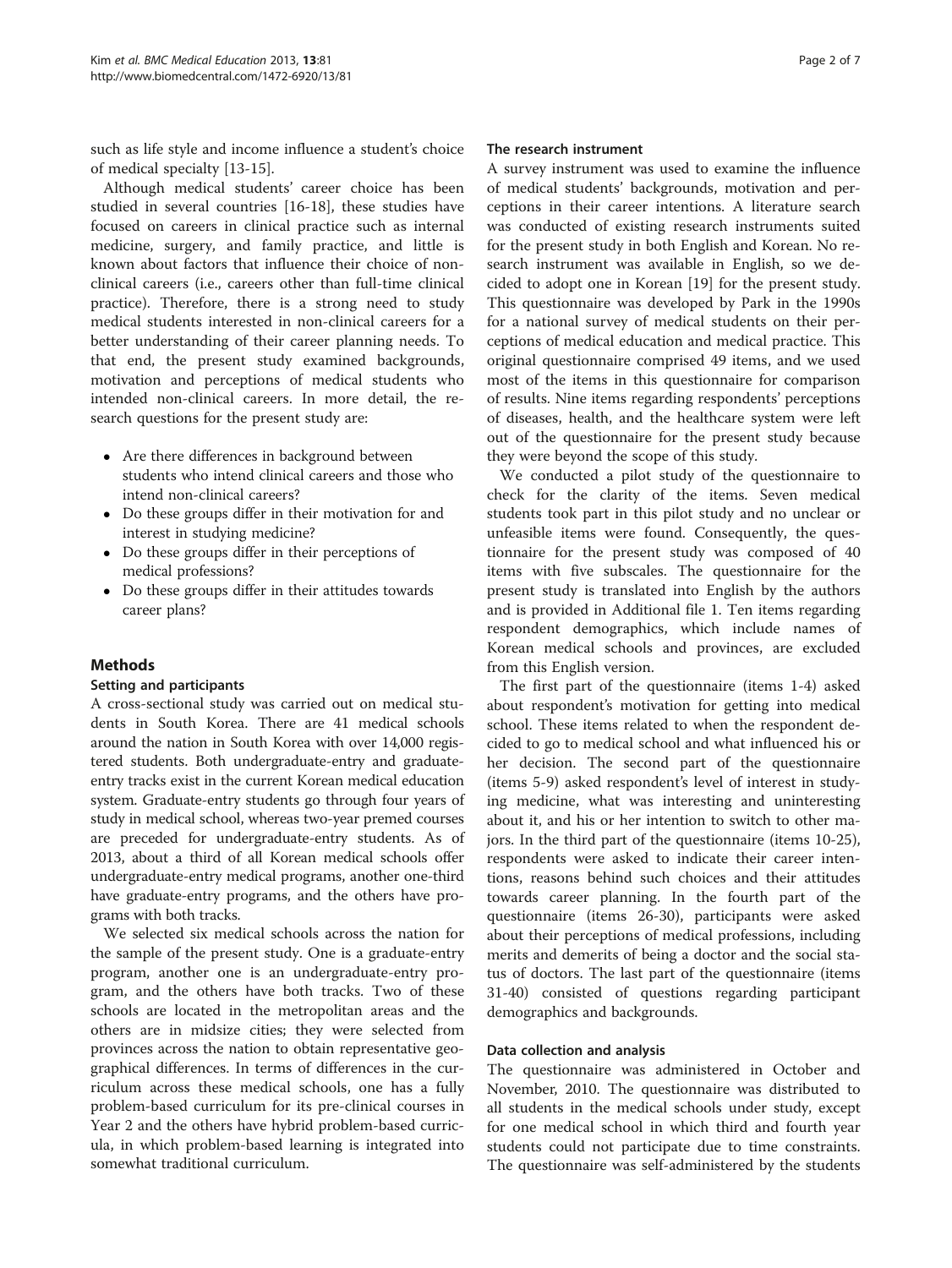such as life style and income influence a student's choice of medical specialty [13-15].

Although medical students' career choice has been studied in several countries [16-18], these studies have focused on careers in clinical practice such as internal medicine, surgery, and family practice, and little is known about factors that influence their choice of non-clinical careers (i.e., careers other than full-time clinical practice). Therefore, there is a strong need to study medical students interested in non-clinical careers for a better understanding of their career planning needs. To that end, the present study examined backgrounds, motivation and perceptions of medical students who intended non-clinical careers. In more detail, the research questions for the present study are:

- Are there differences in background between students who intend clinical careers and those who intend non-clinical careers?
- Do these groups differ in their motivation for and interest in studying medicine?
- Do these groups differ in their perceptions of medical professions?
- Do these groups differ in their attitudes towards career plans?

## Methods

### Setting and participants

A cross-sectional study was carried out on medical students in South Korea. There are 41 medical schools around the nation in South Korea with over 14,000 registered students. Both undergraduate-entry and graduate-entry tracks exist in the current Korean medical education system. Graduate-entry students go through four years of study in medical school, whereas two-year premed courses are preceded for undergraduate-entry students. As of 2013, about a third of all Korean medical schools offer undergraduate-entry medical programs, another one-third have graduate-entry programs, and the others have programs with both tracks.

We selected six medical schools across the nation for the sample of the present study. One is a graduate-entry program, another one is an undergraduate-entry program, and the others have both tracks. Two of these schools are located in the metropolitan areas and the others are in midsize cities; they were selected from provinces across the nation to obtain representative geographical differences. In terms of differences in the curriculum across these medical schools, one has a fully problem-based curriculum for its pre-clinical courses in Year 2 and the others have hybrid problem-based curricula, in which problem-based learning is integrated into somewhat traditional curriculum.

### The research instrument

A survey instrument was used to examine the influence of medical students' backgrounds, motivation and perceptions in their career intentions. A literature search was conducted of existing research instruments suited for the present study in both English and Korean. No research instrument was available in English, so we decided to adopt one in Korean [19] for the present study. This questionnaire was developed by Park in the 1990s for a national survey of medical students on their perceptions of medical education and medical practice. This original questionnaire comprised 49 items, and we used most of the items in this questionnaire for comparison of results. Nine items regarding respondents' perceptions of diseases, health, and the healthcare system were left out of the questionnaire for the present study because they were beyond the scope of this study.

We conducted a pilot study of the questionnaire to check for the clarity of the items. Seven medical students took part in this pilot study and no unclear or unfeasible items were found. Consequently, the questionnaire for the present study was composed of 40 items with five subscales. The questionnaire for the present study is translated into English by the authors and is provided in Additional file 1. Ten items regarding respondent demographics, which include names of Korean medical schools and provinces, are excluded from this English version.

The first part of the questionnaire (items 1-4) asked about respondent's motivation for getting into medical school. These items related to when the respondent decided to go to medical school and what influenced his or her decision. The second part of the questionnaire (items 5-9) asked respondent's level of interest in studying medicine, what was interesting and uninteresting about it, and his or her intention to switch to other majors. In the third part of the questionnaire (items 10-25), respondents were asked to indicate their career intentions, reasons behind such choices and their attitudes towards career planning. In the fourth part of the questionnaire (items 26-30), participants were asked about their perceptions of medical professions, including merits and demerits of being a doctor and the social status of doctors. The last part of the questionnaire (items 31-40) consisted of questions regarding participant demographics and backgrounds.

### Data collection and analysis

The questionnaire was administered in October and November, 2010. The questionnaire was distributed to all students in the medical schools under study, except for one medical school in which third and fourth year students could not participate due to time constraints. The questionnaire was self-administered by the students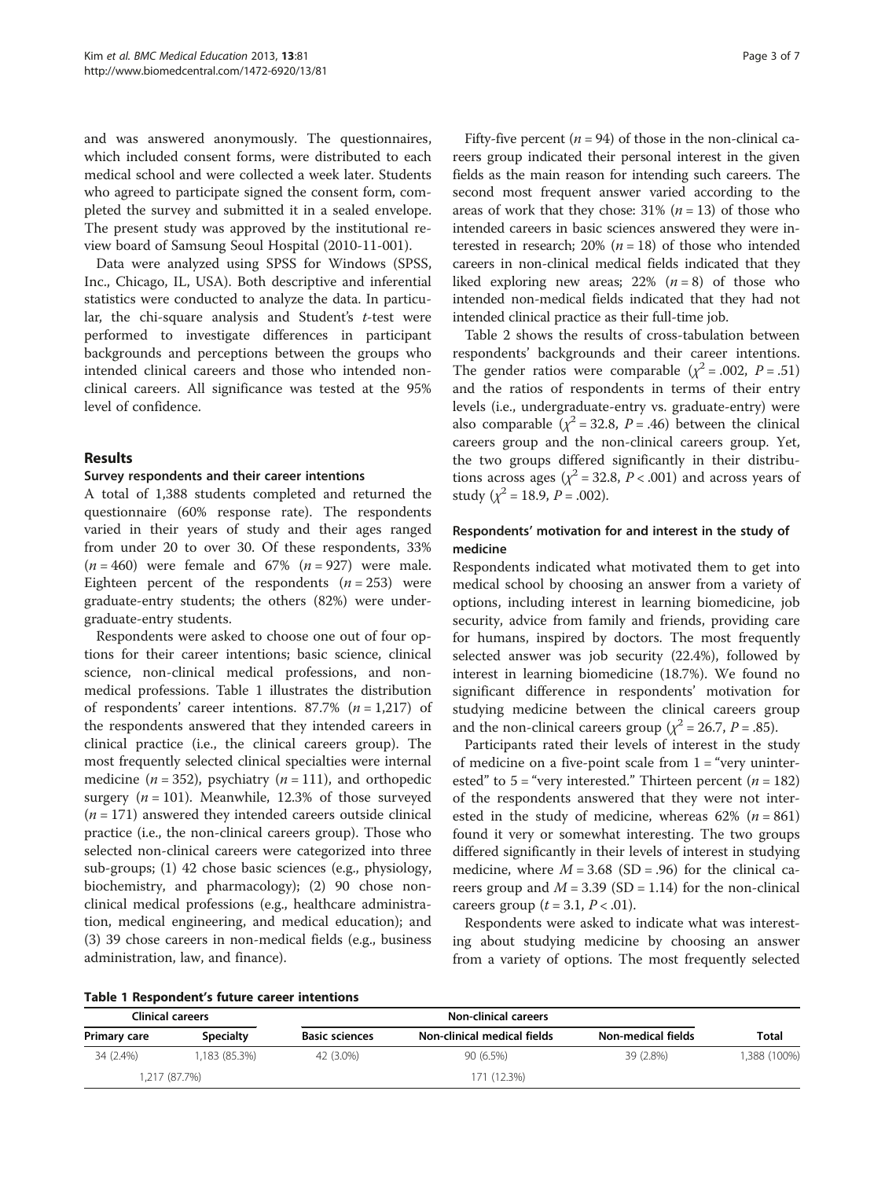and was answered anonymously. The questionnaires, which included consent forms, were distributed to each medical school and were collected a week later. Students who agreed to participate signed the consent form, completed the survey and submitted it in a sealed envelope. The present study was approved by the institutional review board of Samsung Seoul Hospital (2010-11-001).

Data were analyzed using SPSS for Windows (SPSS, Inc., Chicago, IL, USA). Both descriptive and inferential statistics were conducted to analyze the data. In particular, the chi-square analysis and Student's $t$-test were performed to investigate differences in participant backgrounds and perceptions between the groups who intended clinical careers and those who intended non-clinical careers. All significance was tested at the 95% level of confidence.

## Results

### Survey respondents and their career intentions

A total of 1,388 students completed and returned the questionnaire (60% response rate). The respondents varied in their years of study and their ages ranged from under 20 to over 30. Of these respondents, 33% ($n = 460$) were female and 67% ($n = 927$) were male. Eighteen percent of the respondents ($n = 253$) were graduate-entry students; the others (82%) were undergraduate-entry students.

Respondents were asked to choose one out of four options for their career intentions; basic science, clinical science, non-clinical medical professions, and non-medical professions. Table 1 illustrates the distribution of respondents' career intentions. 87.7% ($n = 1{,}217$) of the respondents answered that they intended careers in clinical practice (i.e., the clinical careers group). The most frequently selected clinical specialties were internal medicine ($n = 352$), psychiatry ($n = 111$), and orthopedic surgery ($n = 101$). Meanwhile, 12.3% of those surveyed ($n = 171$) answered they intended careers outside clinical practice (i.e., the non-clinical careers group). Those who selected non-clinical careers were categorized into three sub-groups; (1) 42 chose basic sciences (e.g., physiology, biochemistry, and pharmacology); (2) 90 chose non-clinical medical professions (e.g., healthcare administration, medical engineering, and medical education); and (3) 39 chose careers in non-medical fields (e.g., business administration, law, and finance).

Fifty-five percent ($n = 94$) of those in the non-clinical careers group indicated their personal interest in the given fields as the main reason for intending such careers. The second most frequent answer varied according to the areas of work that they chose: 31% ($n = 13$) of those who intended careers in basic sciences answered they were interested in research; 20% ($n = 18$) of those who intended careers in non-clinical medical fields indicated that they liked exploring new areas; 22% ($n = 8$) of those who intended non-medical fields indicated that they had not intended clinical practice as their full-time job.

Table 2 shows the results of cross-tabulation between respondents' backgrounds and their career intentions. The gender ratios were comparable ($\chi^2 = .002$, $P = .51$) and the ratios of respondents in terms of their entry levels (i.e., undergraduate-entry vs. graduate-entry) were also comparable ($\chi^2 = 32.8$, $P = .46$) between the clinical careers group and the non-clinical careers group. Yet, the two groups differed significantly in their distributions across ages ($\chi^2 = 32.8$, $P < .001$) and across years of study ($\chi^2 = 18.9$, $P = .002$).

### Respondents' motivation for and interest in the study of medicine

Respondents indicated what motivated them to get into medical school by choosing an answer from a variety of options, including interest in learning biomedicine, job security, advice from family and friends, providing care for humans, inspired by doctors. The most frequently selected answer was job security (22.4%), followed by interest in learning biomedicine (18.7%). We found no significant difference in respondents' motivation for studying medicine between the clinical careers group and the non-clinical careers group ($\chi^2 = 26.7$, $P = .85$).

Participants rated their levels of interest in the study of medicine on a five-point scale from 1 = "very uninterested" to 5 = "very interested." Thirteen percent ($n = 182$) of the respondents answered that they were not interested in the study of medicine, whereas 62% ($n = 861$) found it very or somewhat interesting. The two groups differed significantly in their levels of interest in studying medicine, where $M = 3.68$ (SD = .96) for the clinical careers group and $M = 3.39$ (SD = 1.14) for the non-clinical careers group ($t = 3.1$, $P < .01$).

Respondents were asked to indicate what was interesting about studying medicine by choosing an answer from a variety of options. The most frequently selected

**Table 1 Respondent's future career intentions**

| Clinical careers | | Non-clinical careers | | | Total |
|---|---|---|---|---|---|
| Primary care | Specialty | Basic sciences | Non-clinical medical fields | Non-medical fields | |
| 34 (2.4%) | 1,183 (85.3%) | 42 (3.0%) | 90 (6.5%) | 39 (2.8%) | 1,388 (100%) |
| 1,217 (87.7%) | | 171 (12.3%) | | | |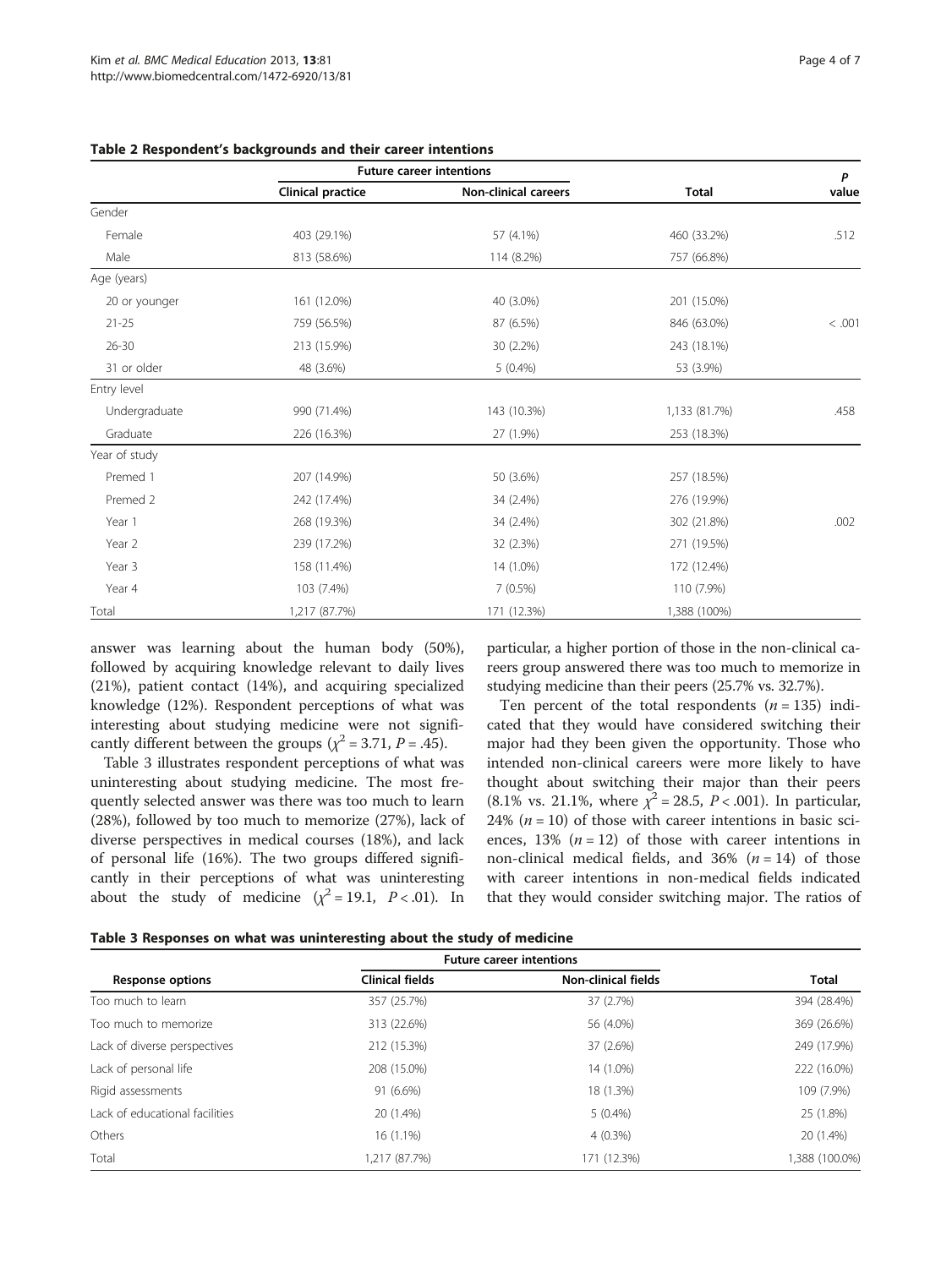**Table 2 Respondent's backgrounds and their career intentions**

| | Future career intentions | | Total | P value |
|---|---|---|---|---|
| | Clinical practice | Non-clinical careers | | |
| Gender | | | | |
| Female | 403 (29.1%) | 57 (4.1%) | 460 (33.2%) | .512 |
| Male | 813 (58.6%) | 114 (8.2%) | 757 (66.8%) | |
| Age (years) | | | | |
| 20 or younger | 161 (12.0%) | 40 (3.0%) | 201 (15.0%) | |
| 21-25 | 759 (56.5%) | 87 (6.5%) | 846 (63.0%) | < .001 |
| 26-30 | 213 (15.9%) | 30 (2.2%) | 243 (18.1%) | |
| 31 or older | 48 (3.6%) | 5 (0.4%) | 53 (3.9%) | |
| Entry level | | | | |
| Undergraduate | 990 (71.4%) | 143 (10.3%) | 1,133 (81.7%) | .458 |
| Graduate | 226 (16.3%) | 27 (1.9%) | 253 (18.3%) | |
| Year of study | | | | |
| Premed 1 | 207 (14.9%) | 50 (3.6%) | 257 (18.5%) | |
| Premed 2 | 242 (17.4%) | 34 (2.4%) | 276 (19.9%) | |
| Year 1 | 268 (19.3%) | 34 (2.4%) | 302 (21.8%) | .002 |
| Year 2 | 239 (17.2%) | 32 (2.3%) | 271 (19.5%) | |
| Year 3 | 158 (11.4%) | 14 (1.0%) | 172 (12.4%) | |
| Year 4 | 103 (7.4%) | 7 (0.5%) | 110 (7.9%) | |
| Total | 1,217 (87.7%) | 171 (12.3%) | 1,388 (100%) | |

answer was learning about the human body (50%), followed by acquiring knowledge relevant to daily lives (21%), patient contact (14%), and acquiring specialized knowledge (12%). Respondent perceptions of what was interesting about studying medicine were not significantly different between the groups ($\chi^2 = 3.71$, $P = .45$).

Table 3 illustrates respondent perceptions of what was uninteresting about studying medicine. The most frequently selected answer was there was too much to learn (28%), followed by too much to memorize (27%), lack of diverse perspectives in medical courses (18%), and lack of personal life (16%). The two groups differed significantly in their perceptions of what was uninteresting about the study of medicine ($\chi^2 = 19.1$, $P < .01$). In particular, a higher portion of those in the non-clinical careers group answered there was too much to memorize in studying medicine than their peers (25.7% vs. 32.7%).

Ten percent of the total respondents ($n = 135$) indicated that they would have considered switching their major had they been given the opportunity. Those who intended non-clinical careers were more likely to have thought about switching their major than their peers (8.1% vs. 21.1%, where $\chi^2 = 28.5$, $P < .001$). In particular, 24% ($n = 10$) of those with career intentions in basic sciences, 13% ($n = 12$) of those with career intentions in non-clinical medical fields, and 36% ($n = 14$) of those with career intentions in non-medical fields indicated that they would consider switching major. The ratios of

**Table 3 Responses on what was uninteresting about the study of medicine**

| Response options | Future career intentions | | Total |
|---|---|---|---|
| | Clinical fields | Non-clinical fields | |
| Too much to learn | 357 (25.7%) | 37 (2.7%) | 394 (28.4%) |
| Too much to memorize | 313 (22.6%) | 56 (4.0%) | 369 (26.6%) |
| Lack of diverse perspectives | 212 (15.3%) | 37 (2.6%) | 249 (17.9%) |
| Lack of personal life | 208 (15.0%) | 14 (1.0%) | 222 (16.0%) |
| Rigid assessments | 91 (6.6%) | 18 (1.3%) | 109 (7.9%) |
| Lack of educational facilities | 20 (1.4%) | 5 (0.4%) | 25 (1.8%) |
| Others | 16 (1.1%) | 4 (0.3%) | 20 (1.4%) |
| Total | 1,217 (87.7%) | 171 (12.3%) | 1,388 (100.0%) |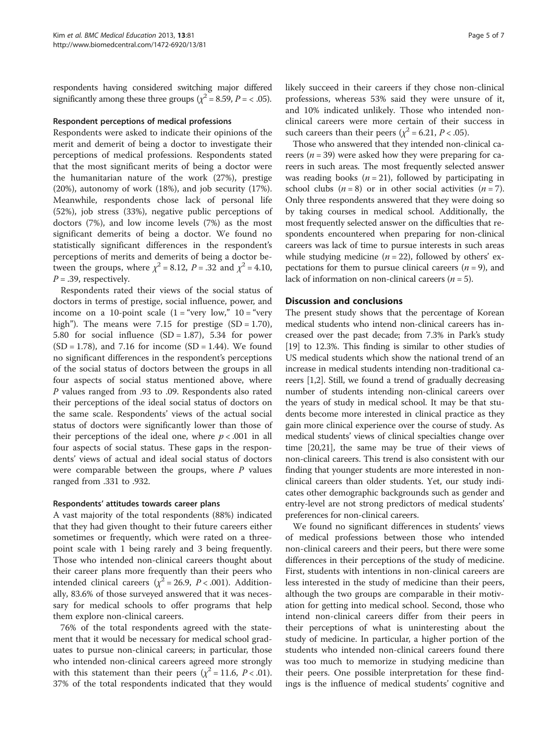respondents having considered switching major differed significantly among these three groups ($\chi^2 = 8.59$, $P = < .05$).

### Respondent perceptions of medical professions

Respondents were asked to indicate their opinions of the merit and demerit of being a doctor to investigate their perceptions of medical professions. Respondents stated that the most significant merits of being a doctor were the humanitarian nature of the work (27%), prestige (20%), autonomy of work (18%), and job security (17%). Meanwhile, respondents chose lack of personal life (52%), job stress (33%), negative public perceptions of doctors (7%), and low income levels (7%) as the most significant demerits of being a doctor. We found no statistically significant differences in the respondent's perceptions of merits and demerits of being a doctor between the groups, where $\chi^2 = 8.12$, $P = .32$ and $\chi^2 = 4.10$, $P = .39$, respectively.

Respondents rated their views of the social status of doctors in terms of prestige, social influence, power, and income on a 10-point scale (1 = "very low," 10 = "very high"). The means were 7.15 for prestige (SD = 1.70), 5.80 for social influence (SD = 1.87), 5.34 for power (SD = 1.78), and 7.16 for income (SD = 1.44). We found no significant differences in the respondent's perceptions of the social status of doctors between the groups in all four aspects of social status mentioned above, where $P$ values ranged from .93 to .09. Respondents also rated their perceptions of the ideal social status of doctors on the same scale. Respondents' views of the actual social status of doctors were significantly lower than those of their perceptions of the ideal one, where $p < .001$ in all four aspects of social status. These gaps in the respondents' views of actual and ideal social status of doctors were comparable between the groups, where $P$ values ranged from .331 to .932.

### Respondents' attitudes towards career plans

A vast majority of the total respondents (88%) indicated that they had given thought to their future careers either sometimes or frequently, which were rated on a three-point scale with 1 being rarely and 3 being frequently. Those who intended non-clinical careers thought about their career plans more frequently than their peers who intended clinical careers ($\chi^2 = 26.9$, $P < .001$). Additionally, 83.6% of those surveyed answered that it was necessary for medical schools to offer programs that help them explore non-clinical careers.

76% of the total respondents agreed with the statement that it would be necessary for medical school graduates to pursue non-clinical careers; in particular, those who intended non-clinical careers agreed more strongly with this statement than their peers ($\chi^2 = 11.6$, $P < .01$). 37% of the total respondents indicated that they would likely succeed in their careers if they chose non-clinical professions, whereas 53% said they were unsure of it, and 10% indicated unlikely. Those who intended non-clinical careers were more certain of their success in such careers than their peers ($\chi^2 = 6.21$, $P < .05$).

Those who answered that they intended non-clinical careers ($n = 39$) were asked how they were preparing for careers in such areas. The most frequently selected answer was reading books ($n = 21$), followed by participating in school clubs ($n = 8$) or in other social activities ($n = 7$). Only three respondents answered that they were doing so by taking courses in medical school. Additionally, the most frequently selected answer on the difficulties that respondents encountered when preparing for non-clinical careers was lack of time to pursue interests in such areas while studying medicine ($n = 22$), followed by others' expectations for them to pursue clinical careers ($n = 9$), and lack of information on non-clinical careers ($n = 5$).

## Discussion and conclusions

The present study shows that the percentage of Korean medical students who intend non-clinical careers has increased over the past decade; from 7.3% in Park's study [19] to 12.3%. This finding is similar to other studies of US medical students which show the national trend of an increase in medical students intending non-traditional careers [1,2]. Still, we found a trend of gradually decreasing number of students intending non-clinical careers over the years of study in medical school. It may be that students become more interested in clinical practice as they gain more clinical experience over the course of study. As medical students' views of clinical specialties change over time [20,21], the same may be true of their views of non-clinical careers. This trend is also consistent with our finding that younger students are more interested in non-clinical careers than older students. Yet, our study indicates other demographic backgrounds such as gender and entry-level are not strong predictors of medical students' preferences for non-clinical careers.

We found no significant differences in students' views of medical professions between those who intended non-clinical careers and their peers, but there were some differences in their perceptions of the study of medicine. First, students with intentions in non-clinical careers are less interested in the study of medicine than their peers, although the two groups are comparable in their motivation for getting into medical school. Second, those who intend non-clinical careers differ from their peers in their perceptions of what is uninteresting about the study of medicine. In particular, a higher portion of the students who intended non-clinical careers found there was too much to memorize in studying medicine than their peers. One possible interpretation for these findings is the influence of medical students' cognitive and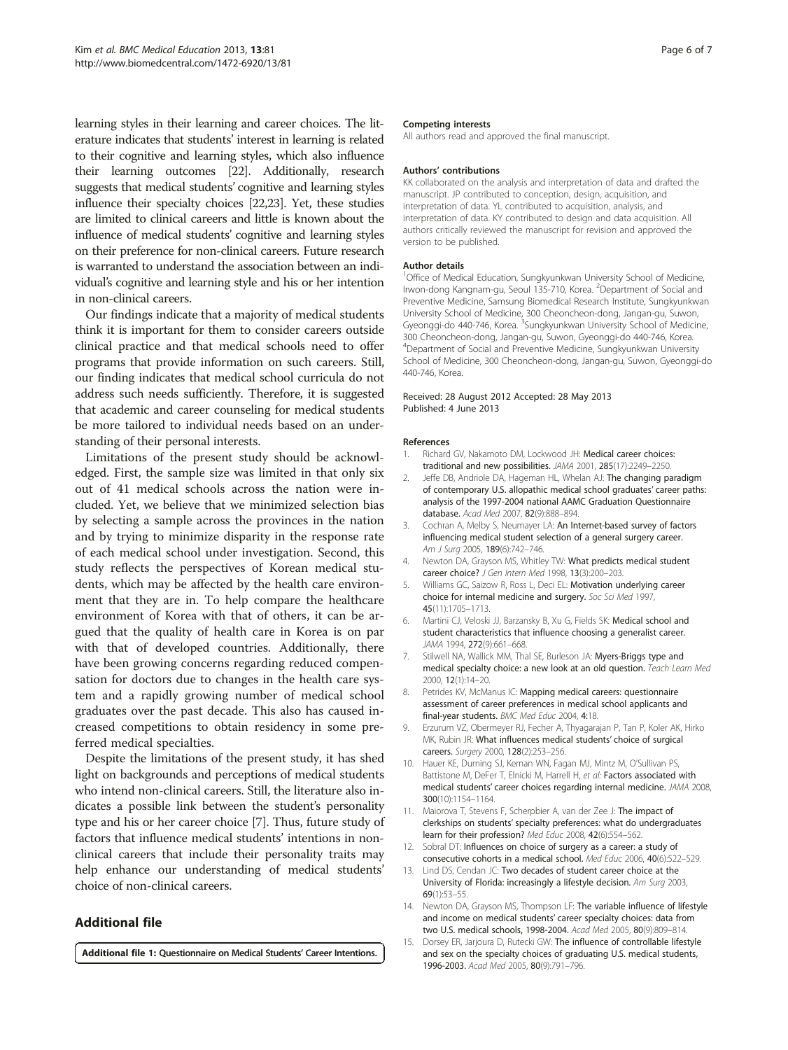learning styles in their learning and career choices. The literature indicates that students' interest in learning is related to their cognitive and learning styles, which also influence their learning outcomes [22]. Additionally, research suggests that medical students' cognitive and learning styles influence their specialty choices [22,23]. Yet, these studies are limited to clinical careers and little is known about the influence of medical students' cognitive and learning styles on their preference for non-clinical careers. Future research is warranted to understand the association between an individual's cognitive and learning style and his or her intention in non-clinical careers.

Our findings indicate that a majority of medical students think it is important for them to consider careers outside clinical practice and that medical schools need to offer programs that provide information on such careers. Still, our finding indicates that medical school curricula do not address such needs sufficiently. Therefore, it is suggested that academic and career counseling for medical students be more tailored to individual needs based on an understanding of their personal interests.

Limitations of the present study should be acknowledged. First, the sample size was limited in that only six out of 41 medical schools across the nation were included. Yet, we believe that we minimized selection bias by selecting a sample across the provinces in the nation and by trying to minimize disparity in the response rate of each medical school under investigation. Second, this study reflects the perspectives of Korean medical students, which may be affected by the health care environment that they are in. To help compare the healthcare environment of Korea with that of others, it can be argued that the quality of health care in Korea is on par with that of developed countries. Additionally, there have been growing concerns regarding reduced compensation for doctors due to changes in the health care system and a rapidly growing number of medical school graduates over the past decade. This also has caused increased competitions to obtain residency in some preferred medical specialties.

Despite the limitations of the present study, it has shed light on backgrounds and perceptions of medical students who intend non-clinical careers. Still, the literature also indicates a possible link between the student's personality type and his or her career choice [7]. Thus, future study of factors that influence medical students' intentions in non-clinical careers that include their personality traits may help enhance our understanding of medical students' choice of non-clinical careers.

## Additional file

**Additional file 1: Questionnaire on Medical Students' Career Intentions.**

#### Competing interests

All authors read and approved the final manuscript.

#### Authors' contributions

KK collaborated on the analysis and interpretation of data and drafted the manuscript. JP contributed to conception, design, acquisition, and interpretation of data. YL contributed to acquisition, analysis, and interpretation of data. KY contributed to design and data acquisition. All authors critically reviewed the manuscript for revision and approved the version to be published.

#### Author details

[1]Office of Medical Education, Sungkyunkwan University School of Medicine, Irwon-dong Kangnam-gu, Seoul 135-710, Korea. [2]Department of Social and Preventive Medicine, Samsung Biomedical Research Institute, Sungkyunkwan University School of Medicine, 300 Cheoncheon-dong, Jangan-gu, Suwon, Gyeonggi-do 440-746, Korea. [3]Sungkyunkwan University School of Medicine, 300 Cheoncheon-dong, Jangan-gu, Suwon, Gyeonggi-do 440-746, Korea. [4]Department of Social and Preventive Medicine, Sungkyunkwan University School of Medicine, 300 Cheoncheon-dong, Jangan-gu, Suwon, Gyeonggi-do 440-746, Korea.

Received: 28 August 2012 Accepted: 28 May 2013
Published: 4 June 2013

#### References

1. Richard GV, Nakamoto DM, Lockwood JH: **Medical career choices: traditional and new possibilities.** *JAMA* 2001, **285**(17):2249–2250.
2. Jeffe DB, Andriole DA, Hageman HL, Whelan AJ: **The changing paradigm of contemporary U.S. allopathic medical school graduates' career paths: analysis of the 1997-2004 national AAMC Graduation Questionnaire database.** *Acad Med* 2007, **82**(9):888–894.
3. Cochran A, Melby S, Neumayer LA: **An Internet-based survey of factors influencing medical student selection of a general surgery career.** *Am J Surg* 2005, **189**(6):742–746.
4. Newton DA, Grayson MS, Whitley TW: **What predicts medical student career choice?** *J Gen Intern Med* 1998, **13**(3):200–203.
5. Williams GC, Saizow R, Ross L, Deci EL: **Motivation underlying career choice for internal medicine and surgery.** *Soc Sci Med* 1997, **45**(11):1705–1713.
6. Martini CJ, Veloski JJ, Barzansky B, Xu G, Fields SK: **Medical school and student characteristics that influence choosing a generalist career.** *JAMA* 1994, **272**(9):661–668.
7. Stilwell NA, Wallick MM, Thal SE, Burleson JA: **Myers-Briggs type and medical specialty choice: a new look at an old question.** *Teach Learn Med* 2000, **12**(1):14–20.
8. Petrides KV, McManus IC: **Mapping medical careers: questionnaire assessment of career preferences in medical school applicants and final-year students.** *BMC Med Educ* 2004, **4**:18.
9. Erzurum VZ, Obermeyer RJ, Fecher A, Thyagarajan P, Tan P, Koler AK, Hirko MK, Rubin JR: **What influences medical students' choice of surgical careers.** *Surgery* 2000, **128**(2):253–256.
10. Hauer KE, Durning SJ, Kernan WN, Fagan MJ, Mintz M, O'Sullivan PS, Battistone M, DeFer T, Elnicki M, Harrell H, *et al*: **Factors associated with medical students' career choices regarding internal medicine.** *JAMA* 2008, **300**(10):1154–1164.
11. Maiorova T, Stevens F, Scherpbier A, van der Zee J: **The impact of clerkships on students' specialty preferences: what do undergraduates learn for their profession?** *Med Educ* 2008, **42**(6):554–562.
12. Sobral DT: **Influences on choice of surgery as a career: a study of consecutive cohorts in a medical school.** *Med Educ* 2006, **40**(6):522–529.
13. Lind DS, Cendan JC: **Two decades of student career choice at the University of Florida: increasingly a lifestyle decision.** *Am Surg* 2003, **69**(1):53–55.
14. Newton DA, Grayson MS, Thompson LF: **The variable influence of lifestyle and income on medical students' career specialty choices: data from two U.S. medical schools, 1998-2004.** *Acad Med* 2005, **80**(9):809–814.
15. Dorsey ER, Jarjoura D, Rutecki GW: **The influence of controllable lifestyle and sex on the specialty choices of graduating U.S. medical students, 1996-2003.** *Acad Med* 2005, **80**(9):791–796.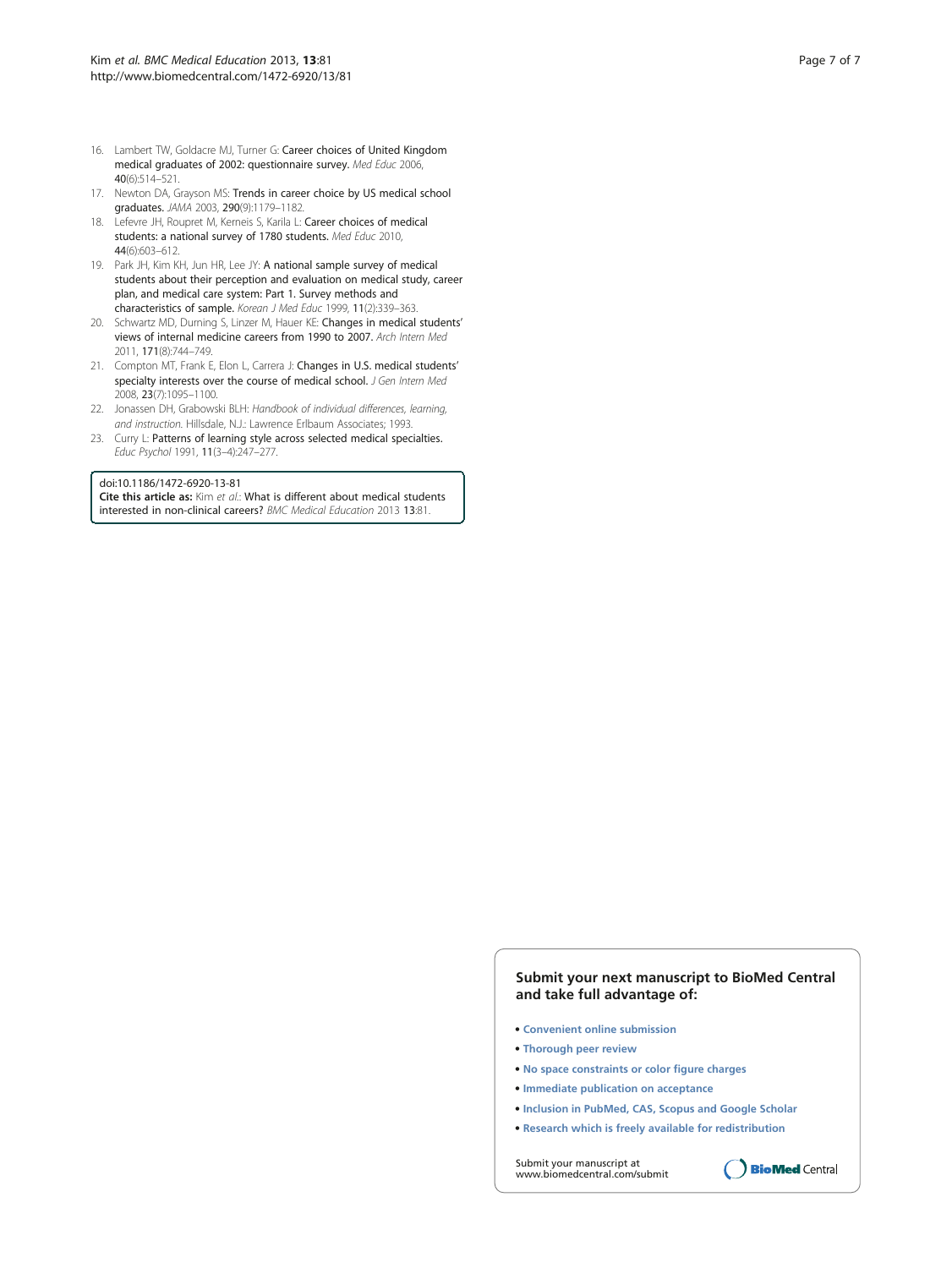16. Lambert TW, Goldacre MJ, Turner G: **Career choices of United Kingdom medical graduates of 2002: questionnaire survey.** *Med Educ* 2006, **40**(6):514–521.
17. Newton DA, Grayson MS: **Trends in career choice by US medical school graduates.** *JAMA* 2003, **290**(9):1179–1182.
18. Lefevre JH, Roupret M, Kerneis S, Karila L: **Career choices of medical students: a national survey of 1780 students.** *Med Educ* 2010, **44**(6):603–612.
19. Park JH, Kim KH, Jun HR, Lee JY: **A national sample survey of medical students about their perception and evaluation on medical study, career plan, and medical care system: Part 1. Survey methods and characteristics of sample.** *Korean J Med Educ* 1999, **11**(2):339–363.
20. Schwartz MD, Durning S, Linzer M, Hauer KE: **Changes in medical students' views of internal medicine careers from 1990 to 2007.** *Arch Intern Med* 2011, **171**(8):744–749.
21. Compton MT, Frank E, Elon L, Carrera J: **Changes in U.S. medical students' specialty interests over the course of medical school.** *J Gen Intern Med* 2008, **23**(7):1095–1100.
22. Jonassen DH, Grabowski BLH: *Handbook of individual differences, learning, and instruction.* Hillsdale, N.J.: Lawrence Erlbaum Associates; 1993.
23. Curry L: **Patterns of learning style across selected medical specialties.** *Educ Psychol* 1991, **11**(3–4):247–277.

doi:10.1186/1472-6920-13-81
**Cite this article as:** Kim *et al.*: What is different about medical students interested in non-clinical careers? *BMC Medical Education* 2013 **13**:81.

**Submit your next manuscript to BioMed Central and take full advantage of:**

- **Convenient online submission**
- **Thorough peer review**
- **No space constraints or color figure charges**
- **Immediate publication on acceptance**
- **Inclusion in PubMed, CAS, Scopus and Google Scholar**
- **Research which is freely available for redistribution**

Submit your manuscript at
www.biomedcentral.com/submit

BioMed Central